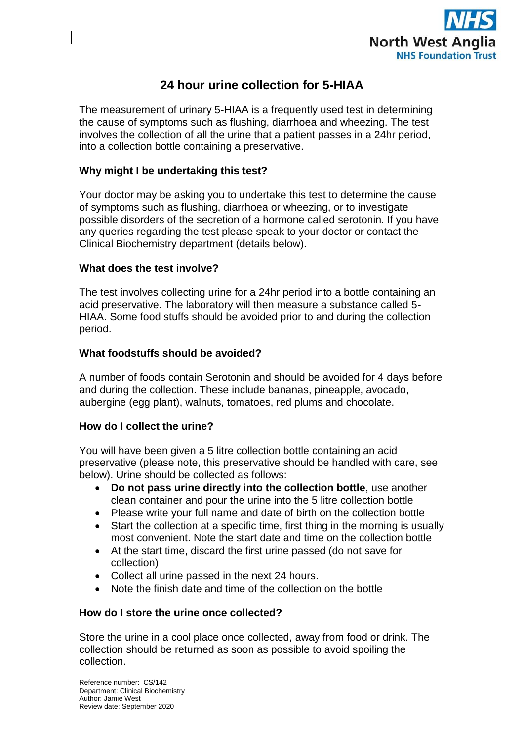# 24 hour urine collection for 5-HIAA

The measurement of urinary 5-HIAA is a frequently used test in determining the cause of symptoms such as flushing, diarrhoea and wheezing. The test involves the collection of all the urine that a patient passes in a 24hr period, into a collection bottle containing a preservative.

## Why might I be undertaking this test?

Your doctor may be asking you to undertake this test to determine the cause of symptoms such as flushing, diarrhoea or wheezing, or to investigate possible disorders of the secretion of a hormone called serotonin. If you have any queries regarding the test please speak to your doctor or contact the Clinical Biochemistry department (details below).

## What does the test involve?

The test involves collecting urine for a 24hr period into a bottle containing an acid preservative. The laboratory will then measure a substance called 5-HIAA. Some food stuffs should be avoided prior to and during the collection period.

## What foodstuffs should be avoided?

A number of foods contain Serotonin and should be avoided for 4 days before and during the collection. These include bananas, pineapple, avocado, aubergine (egg plant), walnuts, tomatoes, red plums and chocolate.

## How do I collect the urine?

You will have been given a 5 litre collection bottle containing an acid preservative (please note, this preservative should be handled with care, see below). Urine should be collected as follows:

- **Do not pass urine directly into the collection bottle**, use another clean container and pour the urine into the 5 litre collection bottle
- Please write your full name and date of birth on the collection bottle
- Start the collection at a specific time, first thing in the morning is usually most convenient. Note the start date and time on the collection bottle
- At the start time, discard the first urine passed (do not save for collection)
- Collect all urine passed in the next 24 hours.
- Note the finish date and time of the collection on the bottle

## How do I store the urine once collected?

Store the urine in a cool place once collected, away from food or drink. The collection should be returned as soon as possible to avoid spoiling the collection.

Reference number: CS/142
Department: Clinical Biochemistry
Author: Jamie West
Review date: September 2020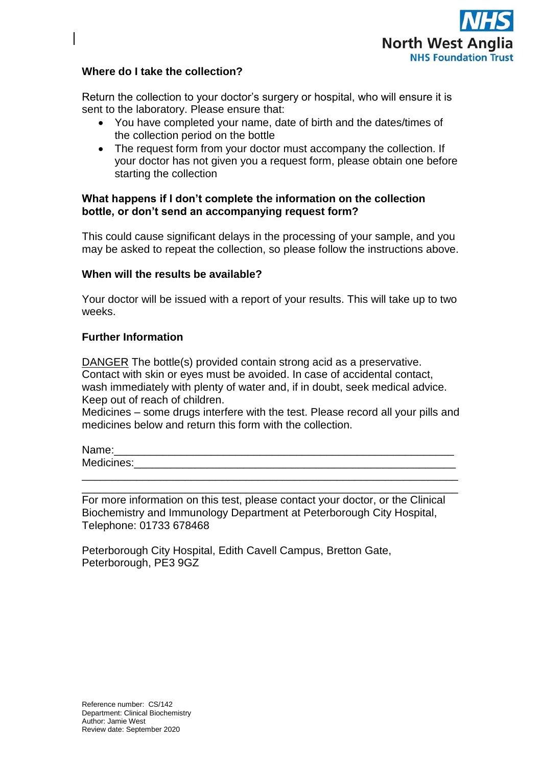### Where do I take the collection?

Return the collection to your doctor's surgery or hospital, who will ensure it is sent to the laboratory. Please ensure that:

- You have completed your name, date of birth and the dates/times of the collection period on the bottle
- The request form from your doctor must accompany the collection. If your doctor has not given you a request form, please obtain one before starting the collection

### What happens if I don't complete the information on the collection bottle, or don't send an accompanying request form?

This could cause significant delays in the processing of your sample, and you may be asked to repeat the collection, so please follow the instructions above.

### When will the results be available?

Your doctor will be issued with a report of your results. This will take up to two weeks.

### Further Information

<u>DANGER</u> The bottle(s) provided contain strong acid as a preservative. Contact with skin or eyes must be avoided. In case of accidental contact, wash immediately with plenty of water and, if in doubt, seek medical advice. Keep out of reach of children.
Medicines – some drugs interfere with the test. Please record all your pills and medicines below and return this form with the collection.

Name:_______________________________________________________

Medicines:___________________________________________________

_____________________________________________________________

_____________________________________________________________

For more information on this test, please contact your doctor, or the Clinical Biochemistry and Immunology Department at Peterborough City Hospital, Telephone: 01733 678468

Peterborough City Hospital, Edith Cavell Campus, Bretton Gate, Peterborough, PE3 9GZ

Reference number: CS/142
Department: Clinical Biochemistry
Author: Jamie West
Review date: September 2020